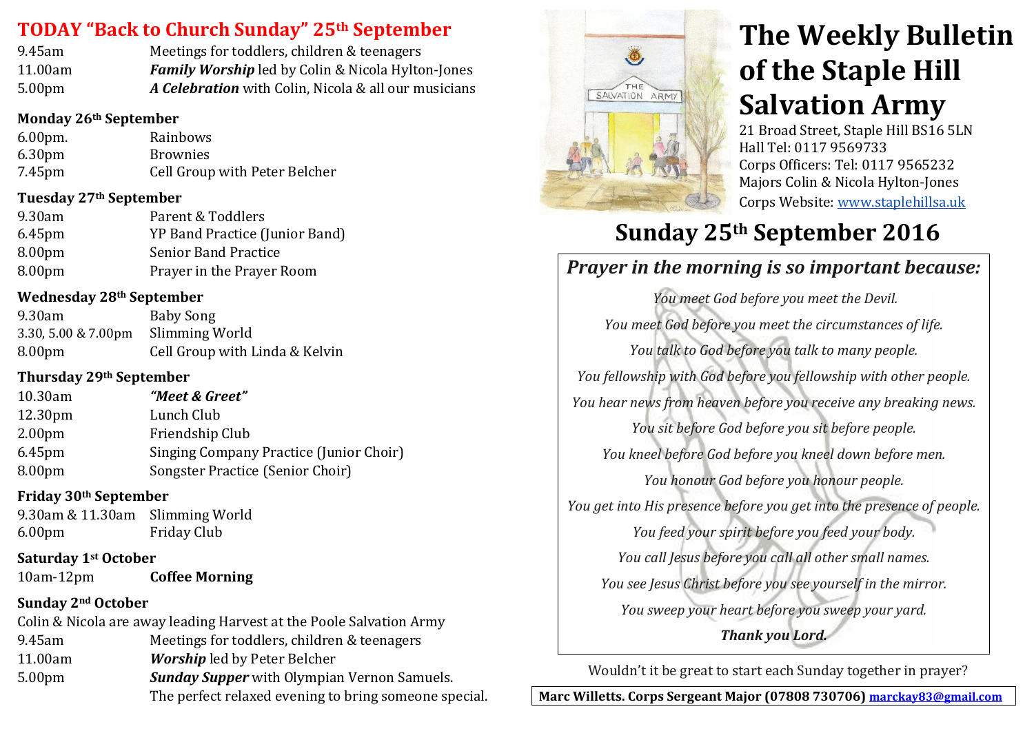# The Weekly Bulletin of the Staple Hill Salvation Army

21 Broad Street, Staple Hill BS16 5LN
Hall Tel: 0117 9569733
Corps Officers: Tel: 0117 9565232
Majors Colin & Nicola Hylton-Jones
Corps Website: www.staplehillsa.uk

## Sunday 25th September 2016

## TODAY "Back to Church Sunday" 25th September

| | |
|---|---|
| 9.45am | Meetings for toddlers, children & teenagers |
| 11.00am | ***Family Worship*** led by Colin & Nicola Hylton-Jones |
| 5.00pm | ***A Celebration*** with Colin, Nicola & all our musicians |

### Monday 26th September

| | |
|---|---|
| 6.00pm. | Rainbows |
| 6.30pm | Brownies |
| 7.45pm | Cell Group with Peter Belcher |

### Tuesday 27th September

| | |
|---|---|
| 9.30am | Parent & Toddlers |
| 6.45pm | YP Band Practice (Junior Band) |
| 8.00pm | Senior Band Practice |
| 8.00pm | Prayer in the Prayer Room |

### Wednesday 28th September

| | |
|---|---|
| 9.30am | Baby Song |
| 3.30, 5.00 & 7.00pm | Slimming World |
| 8.00pm | Cell Group with Linda & Kelvin |

### Thursday 29th September

| | |
|---|---|
| 10.30am | ***"Meet & Greet"*** |
| 12.30pm | Lunch Club |
| 2.00pm | Friendship Club |
| 6.45pm | Singing Company Practice (Junior Choir) |
| 8.00pm | Songster Practice (Senior Choir) |

### Friday 30th September

| | |
|---|---|
| 9.30am & 11.30am | Slimming World |
| 6.00pm | Friday Club |

### Saturday 1st October

| | |
|---|---|
| 10am-12pm | **Coffee Morning** |

### Sunday 2nd October

Colin & Nicola are away leading Harvest at the Poole Salvation Army

| | |
|---|---|
| 9.45am | Meetings for toddlers, children & teenagers |
| 11.00am | ***Worship*** led by Peter Belcher |
| 5.00pm | ***Sunday Supper*** with Olympian Vernon Samuels. The perfect relaxed evening to bring someone special. |

## *Prayer in the morning is so important because:*

*You meet God before you meet the Devil.*

*You meet God before you meet the circumstances of life.*

*You talk to God before you talk to many people.*

*You fellowship with God before you fellowship with other people.*

*You hear news from heaven before you receive any breaking news.*

*You sit before God before you sit before people.*

*You kneel before God before you kneel down before men.*

*You honour God before you honour people.*

*You get into His presence before you get into the presence of people.*

*You feed your spirit before you feed your body.*

*You call Jesus before you call all other small names.*

*You see Jesus Christ before you see yourself in the mirror.*

*You sweep your heart before you sweep your yard.*

***Thank you Lord.***

Wouldn't it be great to start each Sunday together in prayer?

**Marc Willetts. Corps Sergeant Major (07808 730706) marckay83@gmail.com**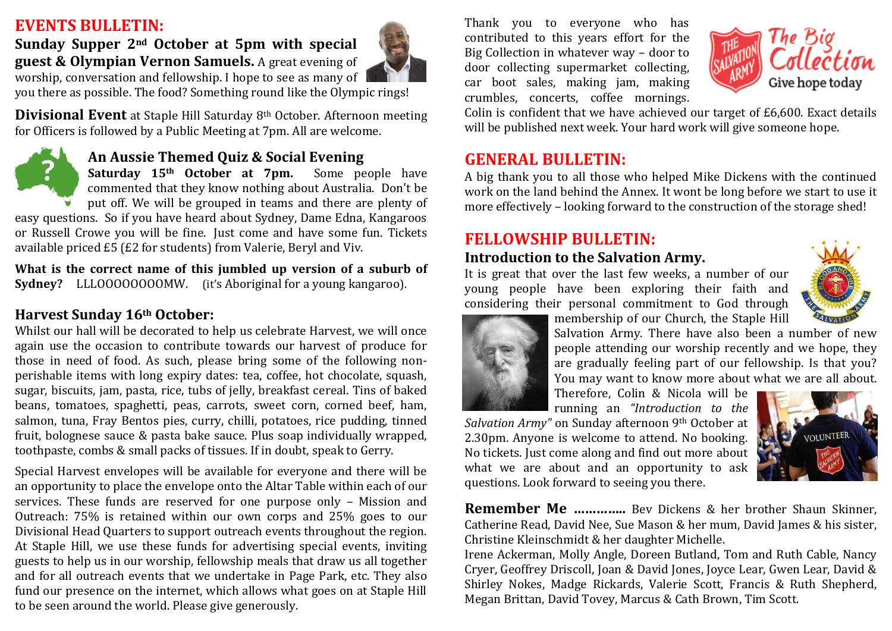## EVENTS BULLETIN:

**Sunday Supper 2nd October at 5pm with special guest & Olympian Vernon Samuels.** A great evening of worship, conversation and fellowship. I hope to see as many of you there as possible. The food? Something round like the Olympic rings!

**Divisional Event** at Staple Hill Saturday 8th October. Afternoon meeting for Officers is followed by a Public Meeting at 7pm. All are welcome.

### An Aussie Themed Quiz & Social Evening

**Saturday 15th October at 7pm.** Some people have commented that they know nothing about Australia. Don't be put off. We will be grouped in teams and there are plenty of easy questions. So if you have heard about Sydney, Dame Edna, Kangaroos or Russell Crowe you will be fine. Just come and have some fun. Tickets available priced £5 (£2 for students) from Valerie, Beryl and Viv.

**What is the correct name of this jumbled up version of a suburb of Sydney?** LLLOOOOOOOOMW. (it's Aboriginal for a young kangaroo).

### Harvest Sunday 16th October:

Whilst our hall will be decorated to help us celebrate Harvest, we will once again use the occasion to contribute towards our harvest of produce for those in need of food. As such, please bring some of the following non-perishable items with long expiry dates: tea, coffee, hot chocolate, squash, sugar, biscuits, jam, pasta, rice, tubs of jelly, breakfast cereal. Tins of baked beans, tomatoes, spaghetti, peas, carrots, sweet corn, corned beef, ham, salmon, tuna, Fray Bentos pies, curry, chilli, potatoes, rice pudding, tinned fruit, bolognese sauce & pasta bake sauce. Plus soap individually wrapped, toothpaste, combs & small packs of tissues. If in doubt, speak to Gerry.

Special Harvest envelopes will be available for everyone and there will be an opportunity to place the envelope onto the Altar Table within each of our services. These funds are reserved for one purpose only – Mission and Outreach: 75% is retained within our own corps and 25% goes to our Divisional Head Quarters to support outreach events throughout the region. At Staple Hill, we use these funds for advertising special events, inviting guests to help us in our worship, fellowship meals that draw us all together and for all outreach events that we undertake in Page Park, etc. They also fund our presence on the internet, which allows what goes on at Staple Hill to be seen around the world. Please give generously.

Thank you to everyone who has contributed to this years effort for the Big Collection in whatever way – door to door collecting supermarket collecting, car boot sales, making jam, making crumbles, concerts, coffee mornings. Colin is confident that we have achieved our target of £6,600. Exact details will be published next week. Your hard work will give someone hope.

## GENERAL BULLETIN:

A big thank you to all those who helped Mike Dickens with the continued work on the land behind the Annex. It wont be long before we start to use it more effectively – looking forward to the construction of the storage shed!

## FELLOWSHIP BULLETIN:

### Introduction to the Salvation Army.

It is great that over the last few weeks, a number of our young people have been exploring their faith and considering their personal commitment to God through membership of our Church, the Staple Hill Salvation Army. There have also been a number of new people attending our worship recently and we hope, they are gradually feeling part of our fellowship. Is that you? You may want to know more about what we are all about. Therefore, Colin & Nicola will be running an *"Introduction to the Salvation Army"* on Sunday afternoon 9th October at 2.30pm. Anyone is welcome to attend. No booking. No tickets. Just come along and find out more about what we are about and an opportunity to ask questions. Look forward to seeing you there.

**Remember Me …………..** Bev Dickens & her brother Shaun Skinner, Catherine Read, David Nee, Sue Mason & her mum, David James & his sister, Christine Kleinschmidt & her daughter Michelle.
Irene Ackerman, Molly Angle, Doreen Butland, Tom and Ruth Cable, Nancy Cryer, Geoffrey Driscoll, Joan & David Jones, Joyce Lear, Gwen Lear, David & Shirley Nokes, Madge Rickards, Valerie Scott, Francis & Ruth Shepherd, Megan Brittan, David Tovey, Marcus & Cath Brown, Tim Scott.